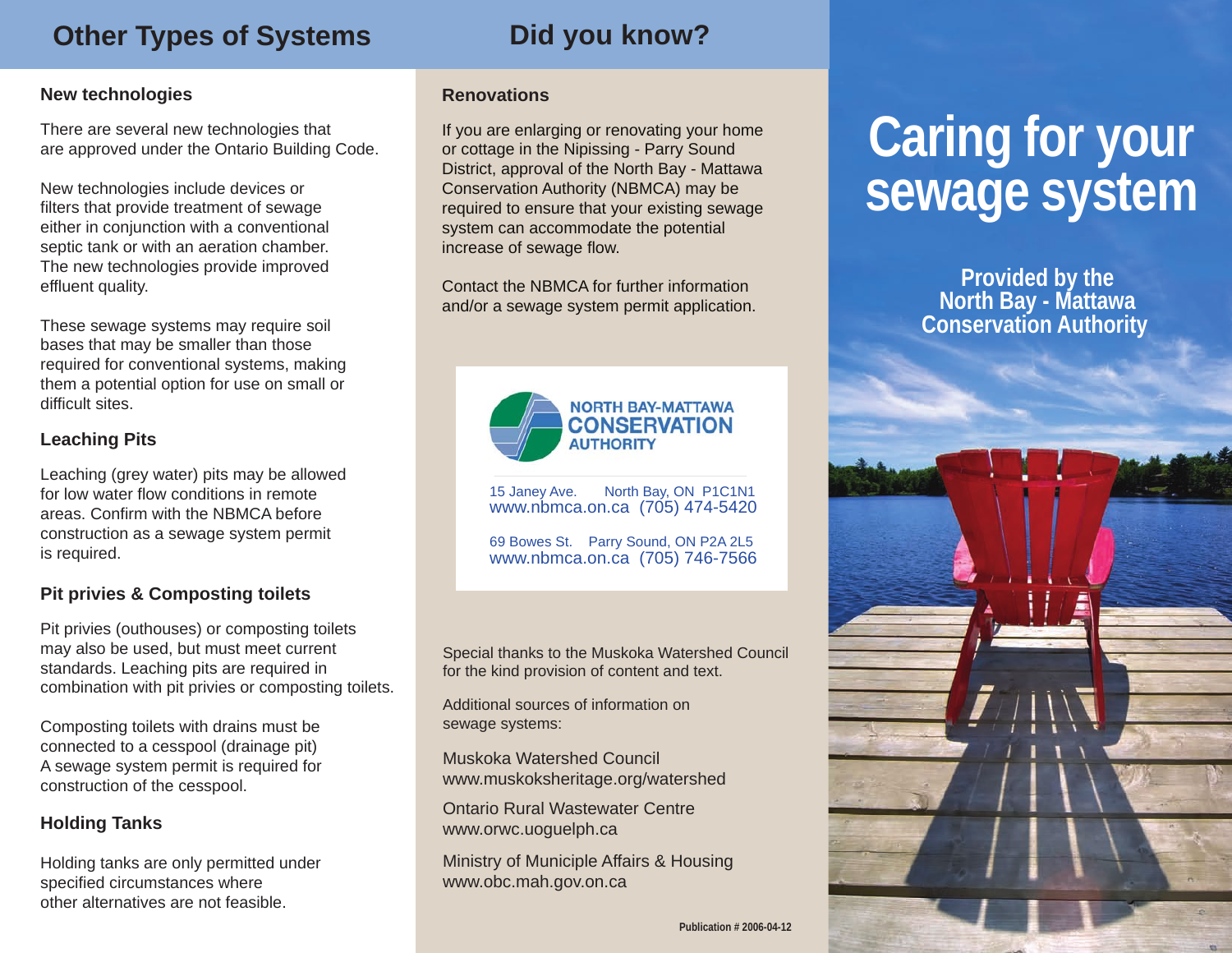## Other Types of Systems

### New technologies

There are several new technologies that are approved under the Ontario Building Code.

New technologies include devices or filters that provide treatment of sewage either in conjunction with a conventional septic tank or with an aeration chamber. The new technologies provide improved effluent quality.

These sewage systems may require soil bases that may be smaller than those required for conventional systems, making them a potential option for use on small or difficult sites.

### Leaching Pits

Leaching (grey water) pits may be allowed for low water flow conditions in remote areas. Confirm with the NBMCA before construction as a sewage system permit is required.

### Pit privies & Composting toilets

Pit privies (outhouses) or composting toilets may also be used, but must meet current standards. Leaching pits are required in combination with pit privies or composting toilets.

Composting toilets with drains must be connected to a cesspool (drainage pit) A sewage system permit is required for construction of the cesspool.

### Holding Tanks

Holding tanks are only permitted under specified circumstances where other alternatives are not feasible.

## Did you know?

### Renovations

If you are enlarging or renovating your home or cottage in the Nipissing - Parry Sound District, approval of the North Bay - Mattawa Conservation Authority (NBMCA) may be required to ensure that your existing sewage system can accommodate the potential increase of sewage flow.

Contact the NBMCA for further information and/or a sewage system permit application.

**NORTH BAY-MATTAWA CONSERVATION AUTHORITY**

15 Janey Ave. North Bay, ON P1C1N1
www.nbmca.on.ca (705) 474-5420

69 Bowes St. Parry Sound, ON P2A 2L5
www.nbmca.on.ca (705) 746-7566

Special thanks to the Muskoka Watershed Council for the kind provision of content and text.

Additional sources of information on sewage systems:

Muskoka Watershed Council
www.muskoksheritage.org/watershed

Ontario Rural Wastewater Centre
www.orwc.uoguelph.ca

Ministry of Municiple Affairs & Housing
www.obc.mah.gov.on.ca

Publication # 2006-04-12

# Caring for your sewage system

**Provided by the North Bay - Mattawa Conservation Authority**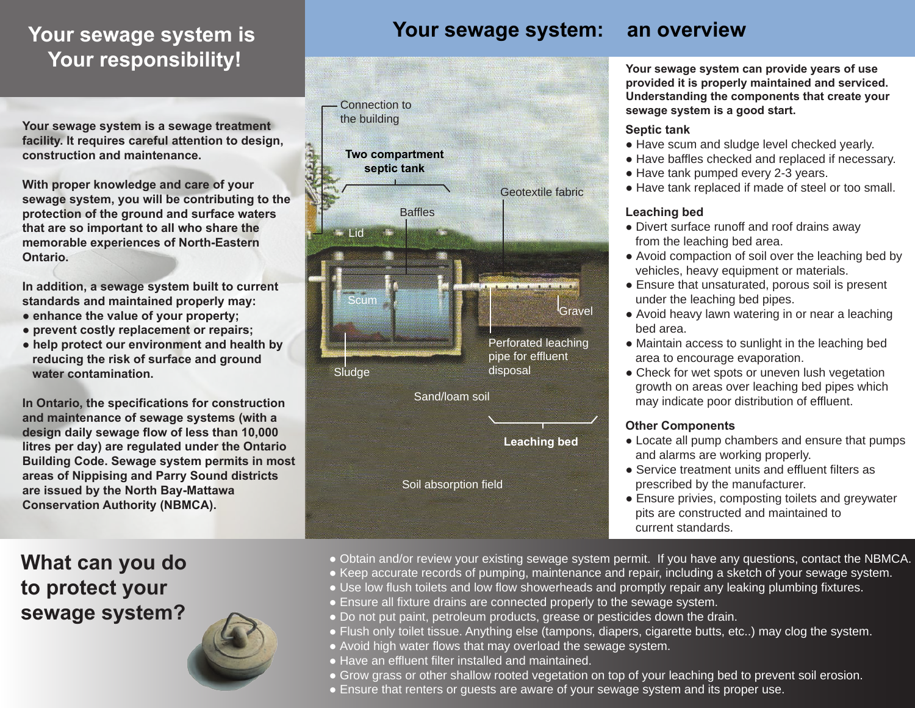# Your sewage system is Your responsibility!

**Your sewage system is a sewage treatment facility. It requires careful attention to design, construction and maintenance.**

**With proper knowledge and care of your sewage system, you will be contributing to the protection of the ground and surface waters that are so important to all who share the memorable experiences of North-Eastern Ontario.**

**In addition, a sewage system built to current standards and maintained properly may:**

- **enhance the value of your property;**
- **prevent costly replacement or repairs;**
- **help protect our environment and health by reducing the risk of surface and ground water contamination.**

**In Ontario, the specifications for construction and maintenance of sewage systems (with a design daily sewage flow of less than 10,000 litres per day) are regulated under the Ontario Building Code. Sewage system permits in most areas of Nipissing and Parry Sound districts are issued by the North Bay-Mattawa Conservation Authority (NBMCA).**

# Your sewage system: an overview

Connection to the building
Two compartment septic tank
Baffles
Lid
Scum
Sludge
Geotextile fabric
Gravel
Perforated leaching pipe for effluent disposal
Sand/loam soil
Leaching bed
Soil absorption field

**Your sewage system can provide years of use provided it is properly maintained and serviced. Understanding the components that create your sewage system is a good start.**

### Septic tank

- Have scum and sludge level checked yearly.
- Have baffles checked and replaced if necessary.
- Have tank pumped every 2-3 years.
- Have tank replaced if made of steel or too small.

### Leaching bed

- Divert surface runoff and roof drains away from the leaching bed area.
- Avoid compaction of soil over the leaching bed by vehicles, heavy equipment or materials.
- Ensure that unsaturated, porous soil is present under the leaching bed pipes.
- Avoid heavy lawn watering in or near a leaching bed area.
- Maintain access to sunlight in the leaching bed area to encourage evaporation.
- Check for wet spots or uneven lush vegetation growth on areas over leaching bed pipes which may indicate poor distribution of effluent.

### Other Components

- Locate all pump chambers and ensure that pumps and alarms are working properly.
- Service treatment units and effluent filters as prescribed by the manufacturer.
- Ensure privies, composting toilets and greywater pits are constructed and maintained to current standards.

# What can you do to protect your sewage system?

- Obtain and/or review your existing sewage system permit. If you have any questions, contact the NBMCA.
- Keep accurate records of pumping, maintenance and repair, including a sketch of your sewage system.
- Use low flush toilets and low flow showerheads and promptly repair any leaking plumbing fixtures.
- Ensure all fixture drains are connected properly to the sewage system.
- Do not put paint, petroleum products, grease or pesticides down the drain.
- Flush only toilet tissue. Anything else (tampons, diapers, cigarette butts, etc..) may clog the system.
- Avoid high water flows that may overload the sewage system.
- Have an effluent filter installed and maintained.
- Grow grass or other shallow rooted vegetation on top of your leaching bed to prevent soil erosion.
- Ensure that renters or guests are aware of your sewage system and its proper use.